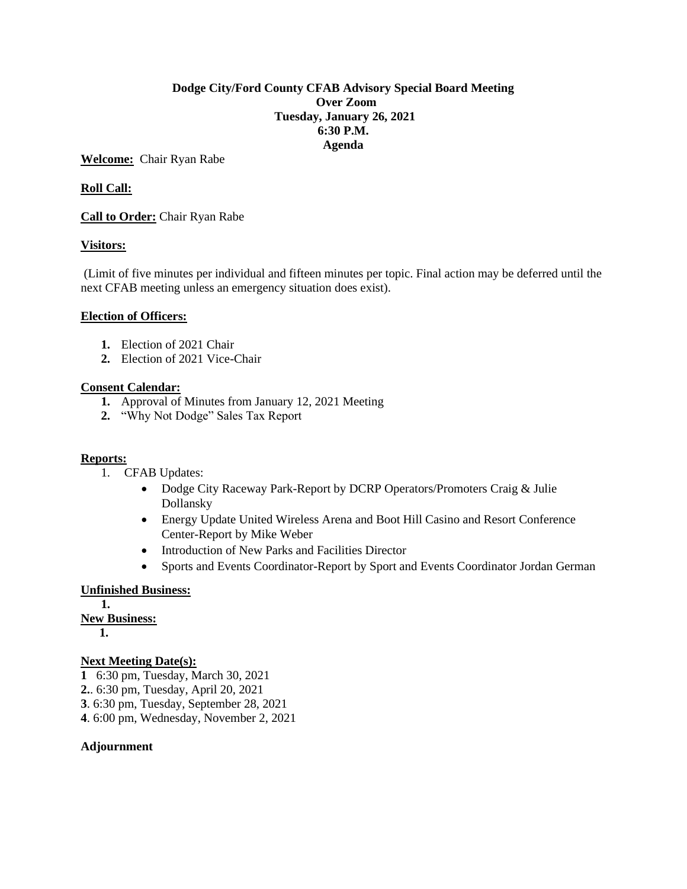**Dodge City/Ford County CFAB Advisory Special Board Meeting**
**Over Zoom**
**Tuesday, January 26, 2021**
**6:30 P.M.**
**Agenda**

**Welcome:** Chair Ryan Rabe

**Roll Call:**

**Call to Order:** Chair Ryan Rabe

**Visitors:**

(Limit of five minutes per individual and fifteen minutes per topic. Final action may be deferred until the next CFAB meeting unless an emergency situation does exist).

**Election of Officers:**

1. Election of 2021 Chair
2. Election of 2021 Vice-Chair

**Consent Calendar:**

1. Approval of Minutes from January 12, 2021 Meeting
2. "Why Not Dodge" Sales Tax Report

**Reports:**

1. CFAB Updates:
   - Dodge City Raceway Park-Report by DCRP Operators/Promoters Craig & Julie Dollansky
   - Energy Update United Wireless Arena and Boot Hill Casino and Resort Conference Center-Report by Mike Weber
   - Introduction of New Parks and Facilities Director
   - Sports and Events Coordinator-Report by Sport and Events Coordinator Jordan German

**Unfinished Business:**

**1.**

**New Business:**

**1.**

**Next Meeting Date(s):**

**1** 6:30 pm, Tuesday, March 30, 2021
**2.**. 6:30 pm, Tuesday, April 20, 2021
**3**. 6:30 pm, Tuesday, September 28, 2021
**4**. 6:00 pm, Wednesday, November 2, 2021

**Adjournment**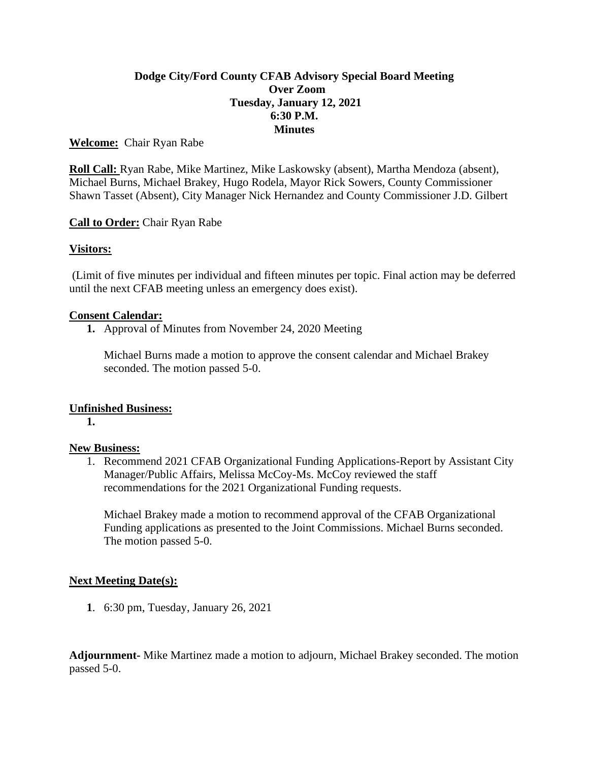**Dodge City/Ford County CFAB Advisory Special Board Meeting**
**Over Zoom**
**Tuesday, January 12, 2021**
**6:30 P.M.**
**Minutes**

**Welcome:** Chair Ryan Rabe

**Roll Call:** Ryan Rabe, Mike Martinez, Mike Laskowsky (absent), Martha Mendoza (absent), Michael Burns, Michael Brakey, Hugo Rodela, Mayor Rick Sowers, County Commissioner Shawn Tasset (Absent), City Manager Nick Hernandez and County Commissioner J.D. Gilbert

**Call to Order:** Chair Ryan Rabe

**Visitors:**

(Limit of five minutes per individual and fifteen minutes per topic. Final action may be deferred until the next CFAB meeting unless an emergency does exist).

**Consent Calendar:**

1. Approval of Minutes from November 24, 2020 Meeting

   Michael Burns made a motion to approve the consent calendar and Michael Brakey seconded. The motion passed 5-0.

**Unfinished Business:**

1.

**New Business:**

1. Recommend 2021 CFAB Organizational Funding Applications-Report by Assistant City Manager/Public Affairs, Melissa McCoy-Ms. McCoy reviewed the staff recommendations for the 2021 Organizational Funding requests.

   Michael Brakey made a motion to recommend approval of the CFAB Organizational Funding applications as presented to the Joint Commissions. Michael Burns seconded. The motion passed 5-0.

**Next Meeting Date(s):**

1. 6:30 pm, Tuesday, January 26, 2021

**Adjournment-** Mike Martinez made a motion to adjourn, Michael Brakey seconded. The motion passed 5-0.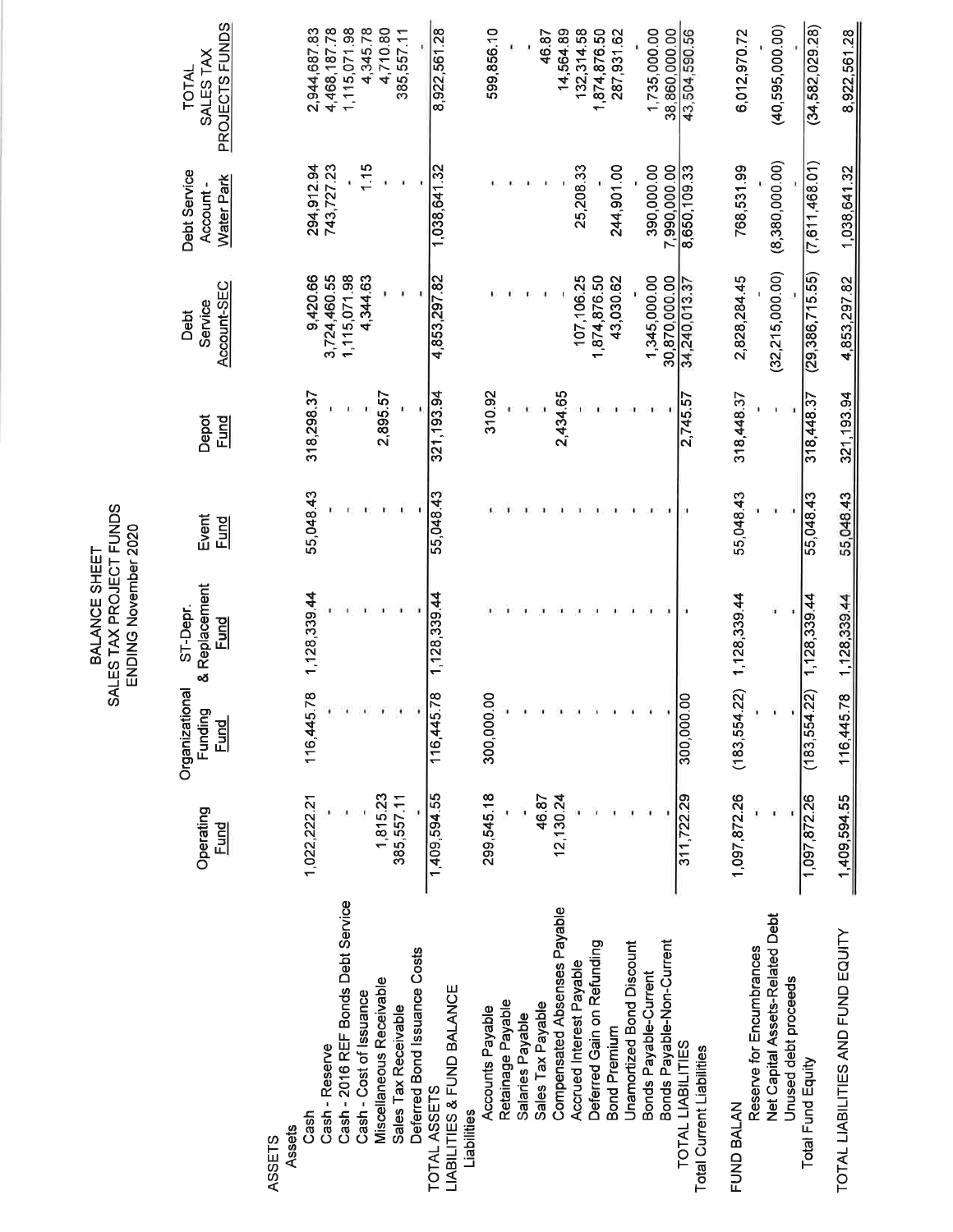# BALANCE SHEET
## SALES TAX PROJECT FUNDS
### ENDING November 2020

| | Operating Fund | Organizational Funding Fund | ST-Depr. & Replacement Fund | Event Fund | Depot Fund | Debt Service Account-SEC | Debt Service Account - Water Park | TOTAL SALES TAX PROJECTS FUNDS |
|---|---|---|---|---|---|---|---|---|
| **ASSETS** | | | | | | | | |
| Assets | | | | | | | | |
| Cash | 1,022,222.21 | 116,445.78 | 1,128,339.44 | 55,048.43 | 318,298.37 | 9,420.66 | 294,912.94 | 2,944,687.83 |
| Cash - Reserve | - | - | - | - | - | 3,724,460.55 | 743,727.23 | 4,468,187.78 |
| Cash - 2016 REF Bonds Debt Service | - | - | - | - | - | 1,115,071.98 | - | 1,115,071.98 |
| Cash - Cost of Issuance | - | - | - | - | - | 4,344.63 | 1.15 | 4,345.78 |
| Miscellaneous Receivable | 1,815.23 | - | - | - | 2,895.57 | - | - | 4,710.80 |
| Sales Tax Receivable | 385,557.11 | - | - | - | - | - | - | 385,557.11 |
| Deferred Bond Issuance Costs | - | - | - | - | - | - | - | - |
| TOTAL ASSETS | 1,409,594.55 | 116,445.78 | 1,128,339.44 | 55,048.43 | 321,193.94 | 4,853,297.82 | 1,038,641.32 | 8,922,561.28 |
| **LIABILITIES & FUND BALANCE** | | | | | | | | |
| Liabilities | | | | | | | | |
| Accounts Payable | 299,545.18 | 300,000.00 | - | - | 310.92 | - | - | 599,856.10 |
| Retainage Payable | - | - | - | - | - | - | - | - |
| Salaries Payable | - | - | - | - | - | - | - | - |
| Sales Tax Payable | 46.87 | - | - | - | - | - | - | 46.87 |
| Compensated Absenses Payable | 12,130.24 | - | - | - | 2,434.65 | - | - | 14,564.89 |
| Accrued Interest Payable | - | - | - | - | - | 107,106.25 | 25,208.33 | 132,314.58 |
| Deferred Gain on Refunding | - | - | - | - | - | 1,874,876.50 | - | 1,874,876.50 |
| Bond Premium | - | - | - | - | - | 43,030.62 | 244,901.00 | 287,931.62 |
| Unamortized Bond Discount | - | - | - | - | - | - | - | - |
| Bonds Payable-Current | - | - | - | - | - | 1,345,000.00 | 390,000.00 | 1,735,000.00 |
| Bonds Payable-Non-Current | - | - | - | - | - | 30,870,000.00 | 7,990,000.00 | 38,860,000.00 |
| TOTAL LIABILITIES | 311,722.29 | 300,000.00 | - | - | 2,745.57 | 34,240,013.37 | 8,650,109.33 | 43,504,590.56 |
| Total Current Liabilities | | | | | | | | |
| **FUND BALAN** | | | | | | | | |
| Reserve for Encumbrances | 1,097,872.26 | (183,554.22) | 1,128,339.44 | 55,048.43 | 318,448.37 | 2,828,284.45 | 768,531.99 | 6,012,970.72 |
| Net Capital Assets-Related Debt | - | - | - | - | - | (32,215,000.00) | (8,380,000.00) | (40,595,000.00) |
| Unused debt proceeds | - | - | - | - | - | - | - | - |
| Total Fund Equity | 1,097,872.26 | (183,554.22) | 1,128,339.44 | 55,048.43 | 318,448.37 | (29,386,715.55) | (7,611,468.01) | (34,582,029.28) |
| TOTAL LIABILITIES AND FUND EQUITY | 1,409,594.55 | 116,445.78 | 1,128,339.44 | 55,048.43 | 321,193.94 | 4,853,297.82 | 1,038,641.32 | 8,922,561.28 |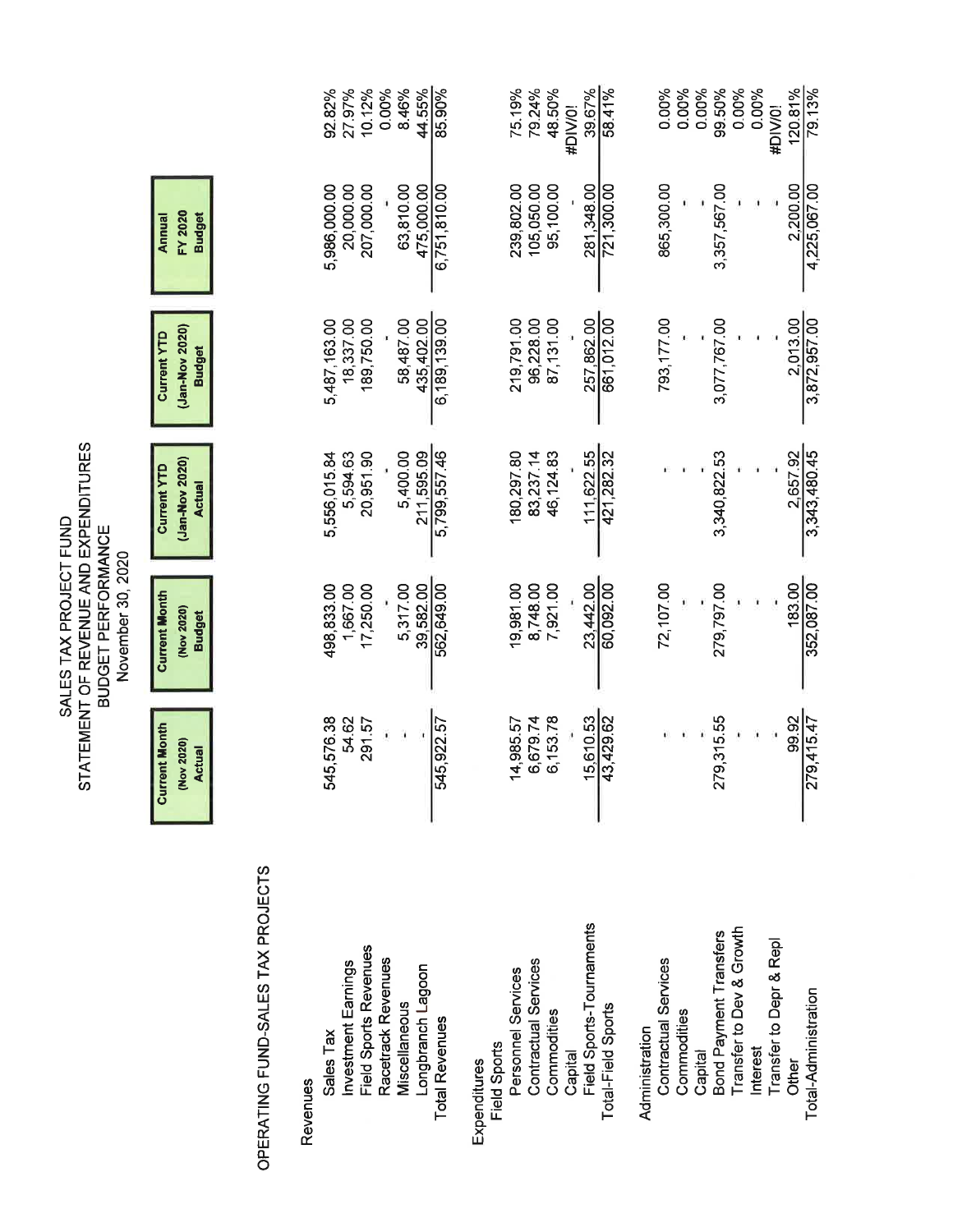# SALES TAX PROJECT FUND
## STATEMENT OF REVENUE AND EXPENDITURES
## BUDGET PERFORMANCE
### November 30, 2020

OPERATING FUND-SALES TAX PROJECTS

| | Current Month (Nov 2020) Actual | Current Month (Nov 2020) Budget | Current YTD (Jan-Nov 2020) Actual | Current YTD (Jan-Nov 2020) Budget | Annual FY 2020 Budget | |
|---|---|---|---|---|---|---|
| **Revenues** | | | | | | |
| Sales Tax | 545,576.38 | 498,833.00 | 5,556,015.84 | 5,487,163.00 | 5,986,000.00 | 92.82% |
| Investment Earnings | 54.62 | 1,667.00 | 5,594.63 | 18,337.00 | 20,000.00 | 27.97% |
| Field Sports Revenues | 291.57 | 17,250.00 | 20,951.90 | 189,750.00 | 207,000.00 | 10.12% |
| Racetrack Revenues | - | - | - | - | - | 0.00% |
| Miscellaneous | - | 5,317.00 | 5,400.00 | 58,487.00 | 63,810.00 | 8.46% |
| Longbranch Lagoon | - | 39,582.00 | 211,595.09 | 435,402.00 | 475,000.00 | 44.55% |
| Total Revenues | 545,922.57 | 562,649.00 | 5,799,557.46 | 6,189,139.00 | 6,751,810.00 | 85.90% |
| **Expenditures** | | | | | | |
| Field Sports | | | | | | |
| Personnel Services | 14,985.57 | 19,981.00 | 180,297.80 | 219,791.00 | 239,802.00 | 75.19% |
| Contractual Services | 6,679.74 | 8,748.00 | 83,237.14 | 96,228.00 | 105,050.00 | 79.24% |
| Commodities | 6,153.78 | 7,921.00 | 46,124.83 | 87,131.00 | 95,100.00 | 48.50% |
| Capital | - | - | - | - | - | #DIV/0! |
| Field Sports-Tournaments | 15,610.53 | 23,442.00 | 111,622.55 | 257,862.00 | 281,348.00 | 39.67% |
| Total-Field Sports | 43,429.62 | 60,092.00 | 421,282.32 | 661,012.00 | 721,300.00 | 58.41% |
| Administration | | | | | | |
| Contractual Services | - | 72,107.00 | - | 793,177.00 | 865,300.00 | 0.00% |
| Commodities | - | - | - | - | - | 0.00% |
| Capital | - | - | - | - | - | 0.00% |
| Bond Payment Transfers | 279,315.55 | 279,797.00 | 3,340,822.53 | 3,077,767.00 | 3,357,567.00 | 99.50% |
| Transfer to Dev & Growth | - | - | - | - | - | 0.00% |
| Interest | - | - | - | - | - | 0.00% |
| Transfer to Depr & Repl | - | - | - | - | - | #DIV/0! |
| Other | 99.92 | 183.00 | 2,657.92 | 2,013.00 | 2,200.00 | 120.81% |
| Total-Administration | 279,415.47 | 352,087.00 | 3,343,480.45 | 3,872,957.00 | 4,225,067.00 | 79.13% |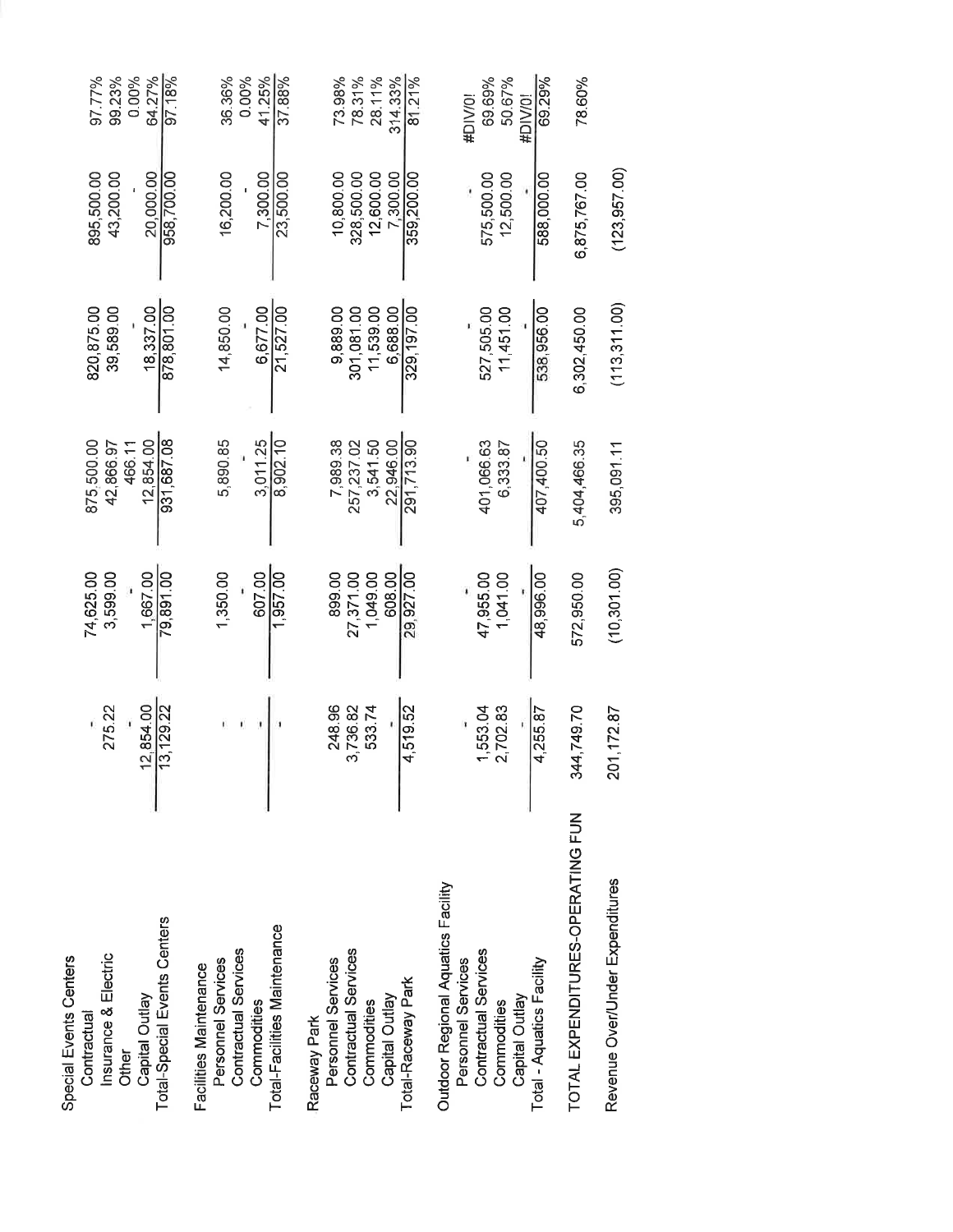| | | | | | | |
|---|---|---|---|---|---|---|
| **Special Events Centers** | | | | | | |
| Contractual | - | 74,625.00 | 875,500.00 | 820,875.00 | 895,500.00 | 97.77% |
| Insurance & Electric | 275.22 | 3,599.00 | 42,866.97 | 39,589.00 | 43,200.00 | 99.23% |
| Other | - | - | 466.11 | - | - | 0.00% |
| Capital Outlay | 12,854.00 | 1,667.00 | 12,854.00 | 18,337.00 | 20,000.00 | 64.27% |
| Total-Special Events Centers | 13,129.22 | 79,891.00 | 931,687.08 | 878,801.00 | 958,700.00 | 97.18% |
| | | | | | | |
| **Facilities Maintenance** | | | | | | |
| Personnel Services | - | 1,350.00 | 5,890.85 | 14,850.00 | 16,200.00 | 36.36% |
| Contractual Services | - | - | - | - | - | 0.00% |
| Commodities | - | 607.00 | 3,011.25 | 6,677.00 | 7,300.00 | 41.25% |
| Total-Facilities Maintenance | - | 1,957.00 | 8,902.10 | 21,527.00 | 23,500.00 | 37.88% |
| | | | | | | |
| **Raceway Park** | | | | | | |
| Personnel Services | 248.96 | 899.00 | 7,989.38 | 9,889.00 | 10,800.00 | 73.98% |
| Contractual Services | 3,736.82 | 27,371.00 | 257,237.02 | 301,081.00 | 328,500.00 | 78.31% |
| Commodities | 533.74 | 1,049.00 | 3,541.50 | 11,539.00 | 12,600.00 | 28.11% |
| Capital Outlay | - | 608.00 | 22,946.00 | 6,688.00 | 7,300.00 | 314.33% |
| Total-Raceway Park | 4,519.52 | 29,927.00 | 291,713.90 | 329,197.00 | 359,200.00 | 81.21% |
| | | | | | | |
| **Outdoor Regional Aquatics Facility** | | | | | | |
| Personnel Services | - | - | - | - | - | #DIV/0! |
| Contractual Services | 1,553.04 | 47,955.00 | 401,066.63 | 527,505.00 | 575,500.00 | 69.69% |
| Commodities | 2,702.83 | 1,041.00 | 6,333.87 | 11,451.00 | 12,500.00 | 50.67% |
| Capital Outlay | - | - | - | - | - | #DIV/0! |
| Total - Aquatics Facility | 4,255.87 | 48,996.00 | 407,400.50 | 538,956.00 | 588,000.00 | 69.29% |
| | | | | | | |
| TOTAL EXPENDITURES-OPERATING FUN | 344,749.70 | 572,950.00 | 5,404,466.35 | 6,302,450.00 | 6,875,767.00 | 78.60% |
| | | | | | | |
| Revenue Over/Under Expenditures | 201,172.87 | (10,301.00) | 395,091.11 | (113,311.00) | (123,957.00) | |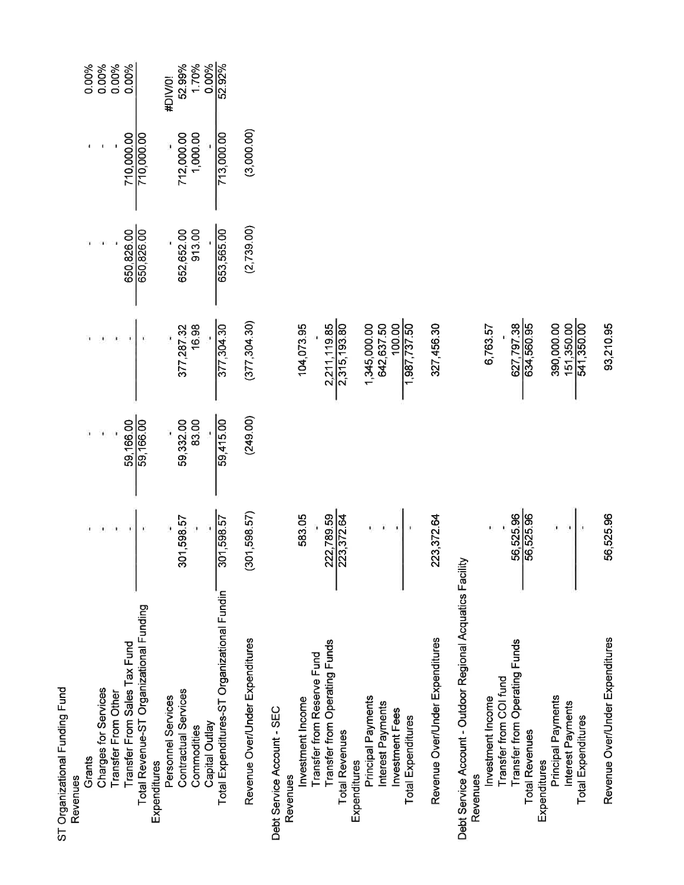| | | | | | | |
|---|---|---|---|---|---|---|
| **ST Organizational Funding Fund** | | | | | | |
| Revenues | | | | | | |
| Grants | - | - | - | - | - | 0.00% |
| Charges for Services | - | - | - | - | - | 0.00% |
| Transfer From Other | - | - | - | - | - | 0.00% |
| Transfer From Sales Tax Fund | - | 59,166.00 | - | 650,826.00 | 710,000.00 | 0.00% |
| Total Revenue-ST Organizational Funding | - | 59,166.00 | - | 650,826.00 | 710,000.00 | 0.00% |
| Expenditures | | | | | | |
| Personnel Services | - | - | - | - | - | #DIV/0! |
| Contractual Services | 301,598.57 | 59,332.00 | 377,287.32 | 652,652.00 | 712,000.00 | 52.99% |
| Commodities | - | 83.00 | 16.98 | 913.00 | 1,000.00 | 1.70% |
| Capital Outlay | - | - | - | - | - | 0.00% |
| Total Expenditures-ST Organizational Fundin | 301,598.57 | 59,415.00 | 377,304.30 | 653,565.00 | 713,000.00 | 52.92% |
| Revenue Over/Under Expenditures | (301,598.57) | (249.00) | (377,304.30) | (2,739.00) | (3,000.00) | |
| **Debt Service Account - SEC** | | | | | | |
| Revenues | | | | | | |
| Investment Income | 583.05 | | 104,073.95 | | | |
| Transfer from Reserve Fund | - | | - | | | |
| Transfer from Operating Funds | 222,789.59 | | 2,211,119.85 | | | |
| Total Revenues | 223,372.64 | | 2,315,193.80 | | | |
| Expenditures | | | | | | |
| Principal Payments | - | | 1,345,000.00 | | | |
| Interest Payments | - | | 642,637.50 | | | |
| Investment Fees | - | | 100.00 | | | |
| Total Expenditures | - | | 1,987,737.50 | | | |
| Revenue Over/Under Expenditures | 223,372.64 | | 327,456.30 | | | |
| **Debt Service Account - Outdoor Regional Acquatics Facility** | | | | | | |
| Revenues | | | | | | |
| Investment Income | - | | 6,763.57 | | | |
| Transfer from COI fund | - | | - | | | |
| Transfer from Operating Funds | 56,525.96 | | 627,797.38 | | | |
| Total Revenues | 56,525.96 | | 634,560.95 | | | |
| Expenditures | | | | | | |
| Principal Payments | - | | 390,000.00 | | | |
| Interest Payments | - | | 151,350.00 | | | |
| Total Expenditures | - | | 541,350.00 | | | |
| Revenue Over/Under Expenditures | 56,525.96 | | 93,210.95 | | | |